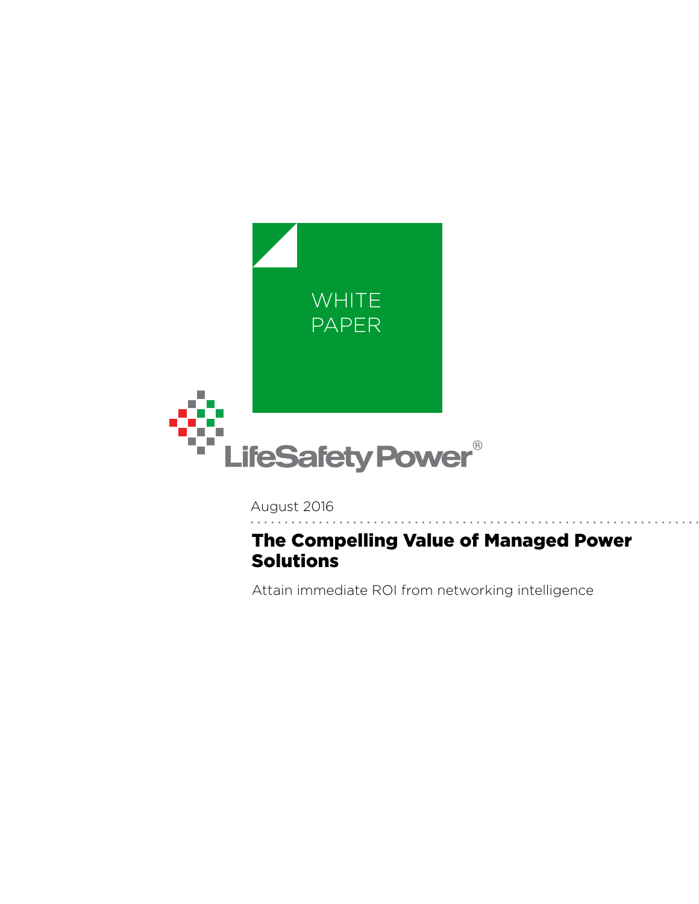WHITE PAPER

LifeSafety Power®

August 2016

# The Compelling Value of Managed Power Solutions

Attain immediate ROI from networking intelligence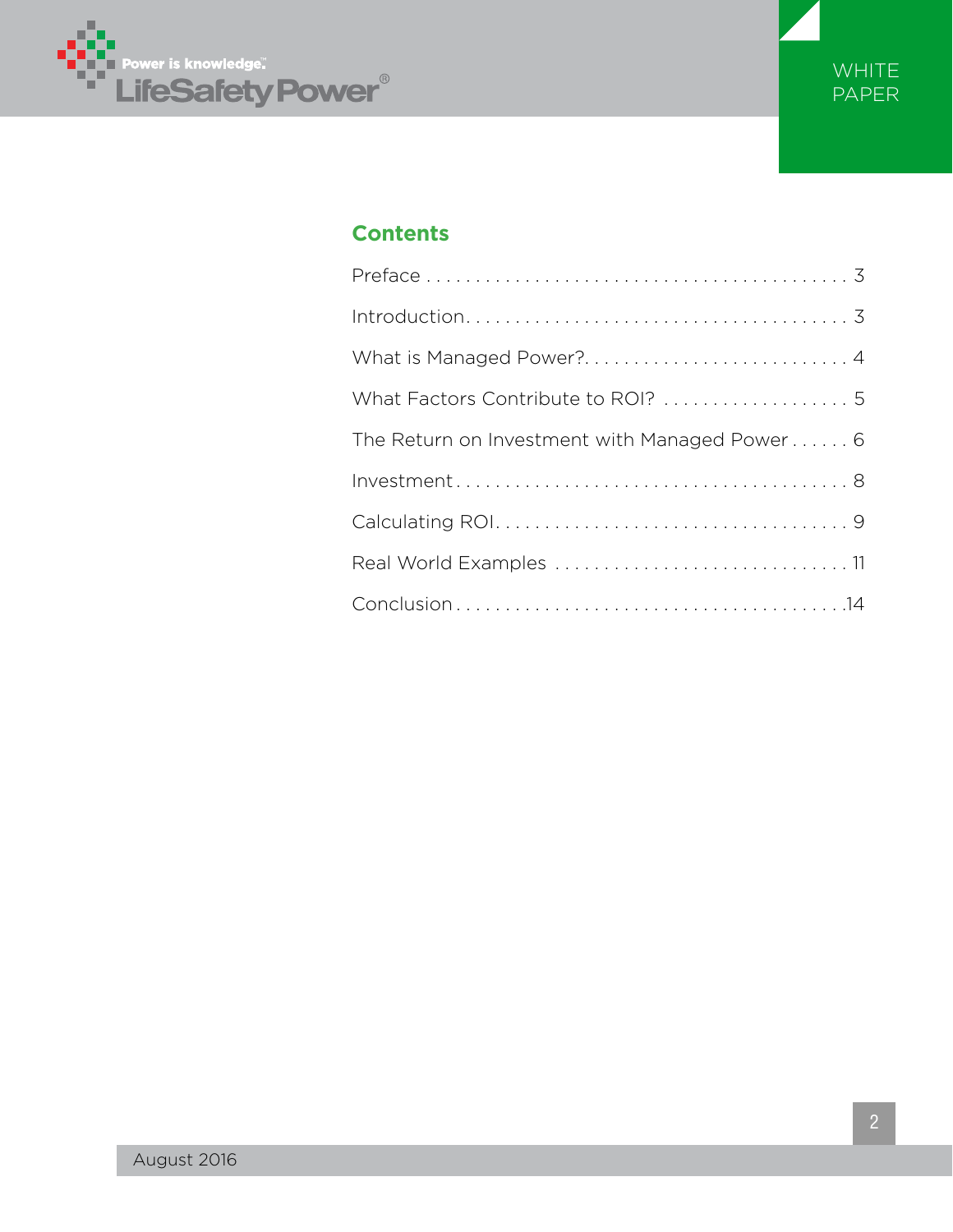## Contents

| | |
|---|---|
| Preface | 3 |
| Introduction | 3 |
| What is Managed Power? | 4 |
| What Factors Contribute to ROI? | 5 |
| The Return on Investment with Managed Power | 6 |
| Investment | 8 |
| Calculating ROI | 9 |
| Real World Examples | 11 |
| Conclusion | 14 |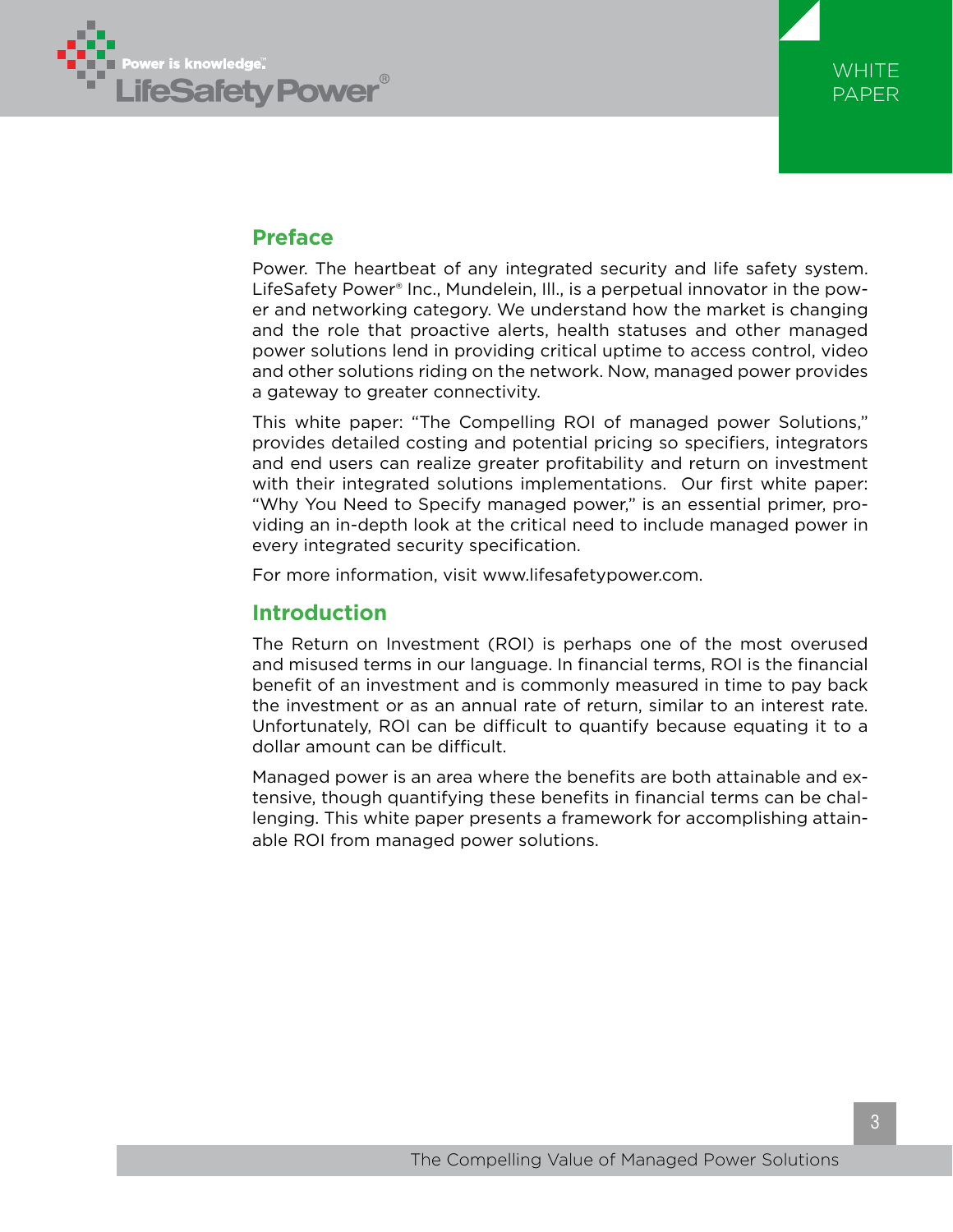## Preface

Power. The heartbeat of any integrated security and life safety system. LifeSafety Power® Inc., Mundelein, Ill., is a perpetual innovator in the power and networking category. We understand how the market is changing and the role that proactive alerts, health statuses and other managed power solutions lend in providing critical uptime to access control, video and other solutions riding on the network. Now, managed power provides a gateway to greater connectivity.

This white paper: "The Compelling ROI of managed power Solutions," provides detailed costing and potential pricing so specifiers, integrators and end users can realize greater profitability and return on investment with their integrated solutions implementations. Our first white paper: "Why You Need to Specify managed power," is an essential primer, providing an in-depth look at the critical need to include managed power in every integrated security specification.

For more information, visit www.lifesafetypower.com.

## Introduction

The Return on Investment (ROI) is perhaps one of the most overused and misused terms in our language. In financial terms, ROI is the financial benefit of an investment and is commonly measured in time to pay back the investment or as an annual rate of return, similar to an interest rate. Unfortunately, ROI can be difficult to quantify because equating it to a dollar amount can be difficult.

Managed power is an area where the benefits are both attainable and extensive, though quantifying these benefits in financial terms can be challenging. This white paper presents a framework for accomplishing attainable ROI from managed power solutions.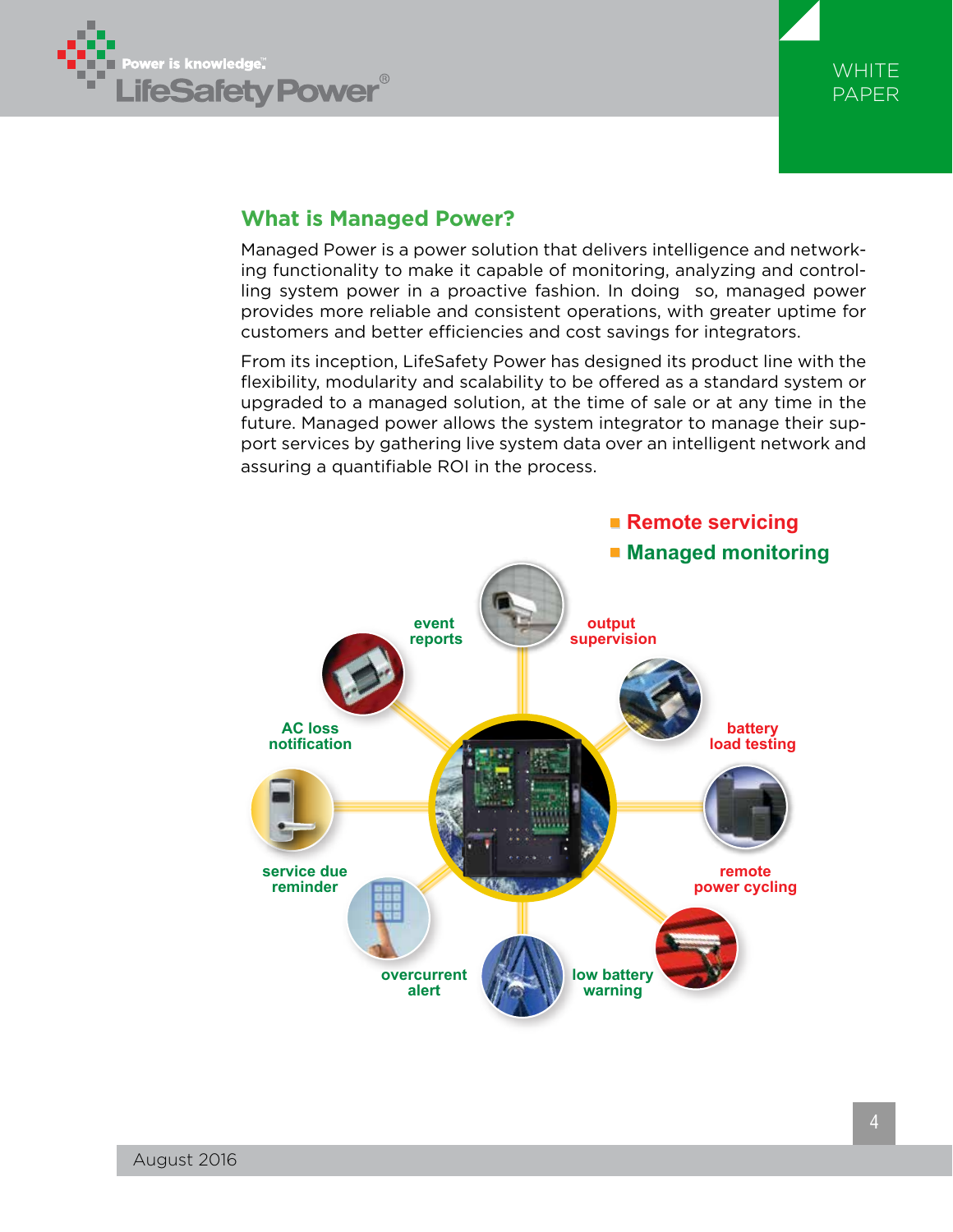## What is Managed Power?

Managed Power is a power solution that delivers intelligence and networking functionality to make it capable of monitoring, analyzing and controlling system power in a proactive fashion. In doing so, managed power provides more reliable and consistent operations, with greater uptime for customers and better efficiencies and cost savings for integrators.

From its inception, LifeSafety Power has designed its product line with the flexibility, modularity and scalability to be offered as a standard system or upgraded to a managed solution, at the time of sale or at any time in the future. Managed power allows the system integrator to manage their support services by gathering live system data over an intelligent network and assuring a quantifiable ROI in the process.

- **Remote servicing**
- **Managed monitoring**

event reports

output supervision

AC loss notification

battery load testing

service due reminder

remote power cycling

overcurrent alert

low battery warning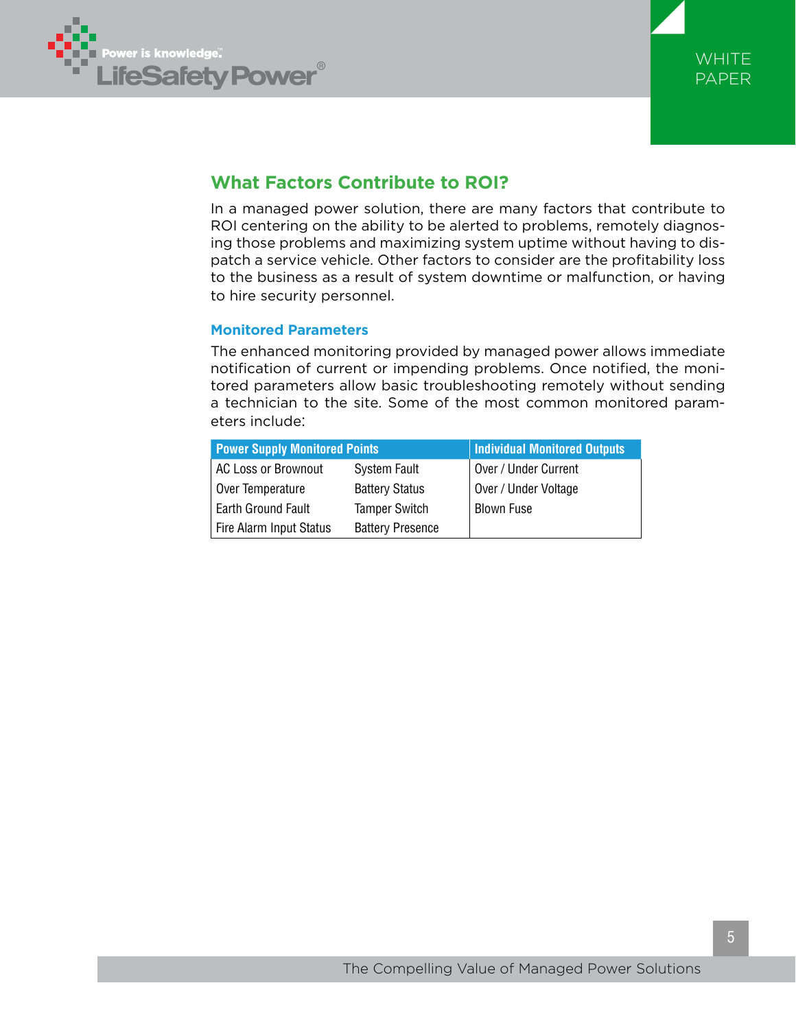## What Factors Contribute to ROI?

In a managed power solution, there are many factors that contribute to ROI centering on the ability to be alerted to problems, remotely diagnosing those problems and maximizing system uptime without having to dispatch a service vehicle. Other factors to consider are the profitability loss to the business as a result of system downtime or malfunction, or having to hire security personnel.

### Monitored Parameters

The enhanced monitoring provided by managed power allows immediate notification of current or impending problems. Once notified, the monitored parameters allow basic troubleshooting remotely without sending a technician to the site. Some of the most common monitored parameters include:

| Power Supply Monitored Points | | Individual Monitored Outputs |
|---|---|---|
| AC Loss or Brownout | System Fault | Over / Under Current |
| Over Temperature | Battery Status | Over / Under Voltage |
| Earth Ground Fault | Tamper Switch | Blown Fuse |
| Fire Alarm Input Status | Battery Presence | |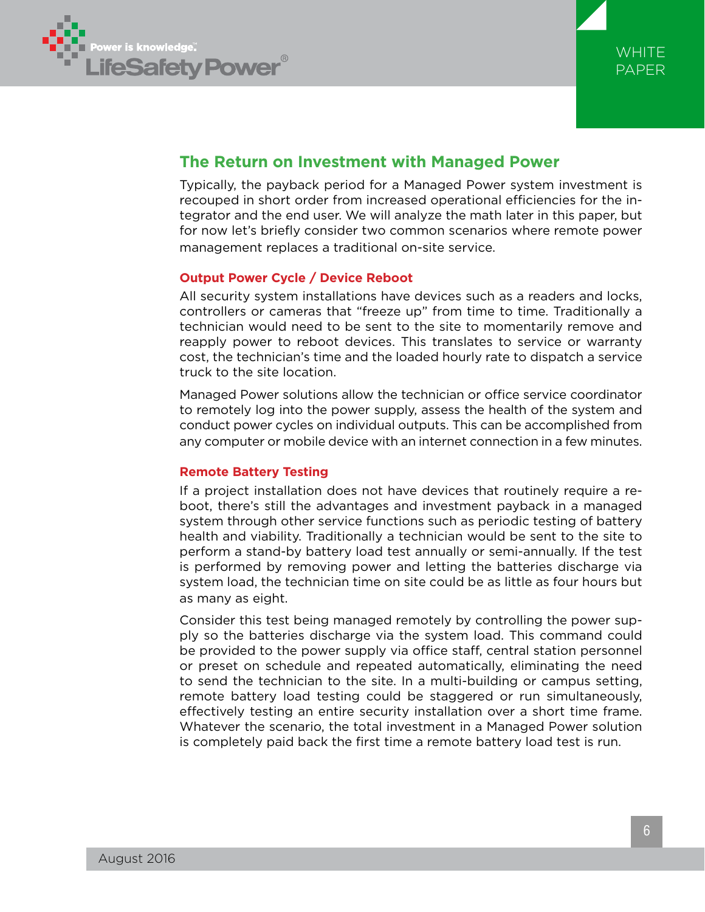## The Return on Investment with Managed Power

Typically, the payback period for a Managed Power system investment is recouped in short order from increased operational efficiencies for the integrator and the end user. We will analyze the math later in this paper, but for now let's briefly consider two common scenarios where remote power management replaces a traditional on-site service.

### Output Power Cycle / Device Reboot

All security system installations have devices such as a readers and locks, controllers or cameras that "freeze up" from time to time. Traditionally a technician would need to be sent to the site to momentarily remove and reapply power to reboot devices. This translates to service or warranty cost, the technician's time and the loaded hourly rate to dispatch a service truck to the site location.

Managed Power solutions allow the technician or office service coordinator to remotely log into the power supply, assess the health of the system and conduct power cycles on individual outputs. This can be accomplished from any computer or mobile device with an internet connection in a few minutes.

### Remote Battery Testing

If a project installation does not have devices that routinely require a reboot, there's still the advantages and investment payback in a managed system through other service functions such as periodic testing of battery health and viability. Traditionally a technician would be sent to the site to perform a stand-by battery load test annually or semi-annually. If the test is performed by removing power and letting the batteries discharge via system load, the technician time on site could be as little as four hours but as many as eight.

Consider this test being managed remotely by controlling the power supply so the batteries discharge via the system load. This command could be provided to the power supply via office staff, central station personnel or preset on schedule and repeated automatically, eliminating the need to send the technician to the site. In a multi-building or campus setting, remote battery load testing could be staggered or run simultaneously, effectively testing an entire security installation over a short time frame. Whatever the scenario, the total investment in a Managed Power solution is completely paid back the first time a remote battery load test is run.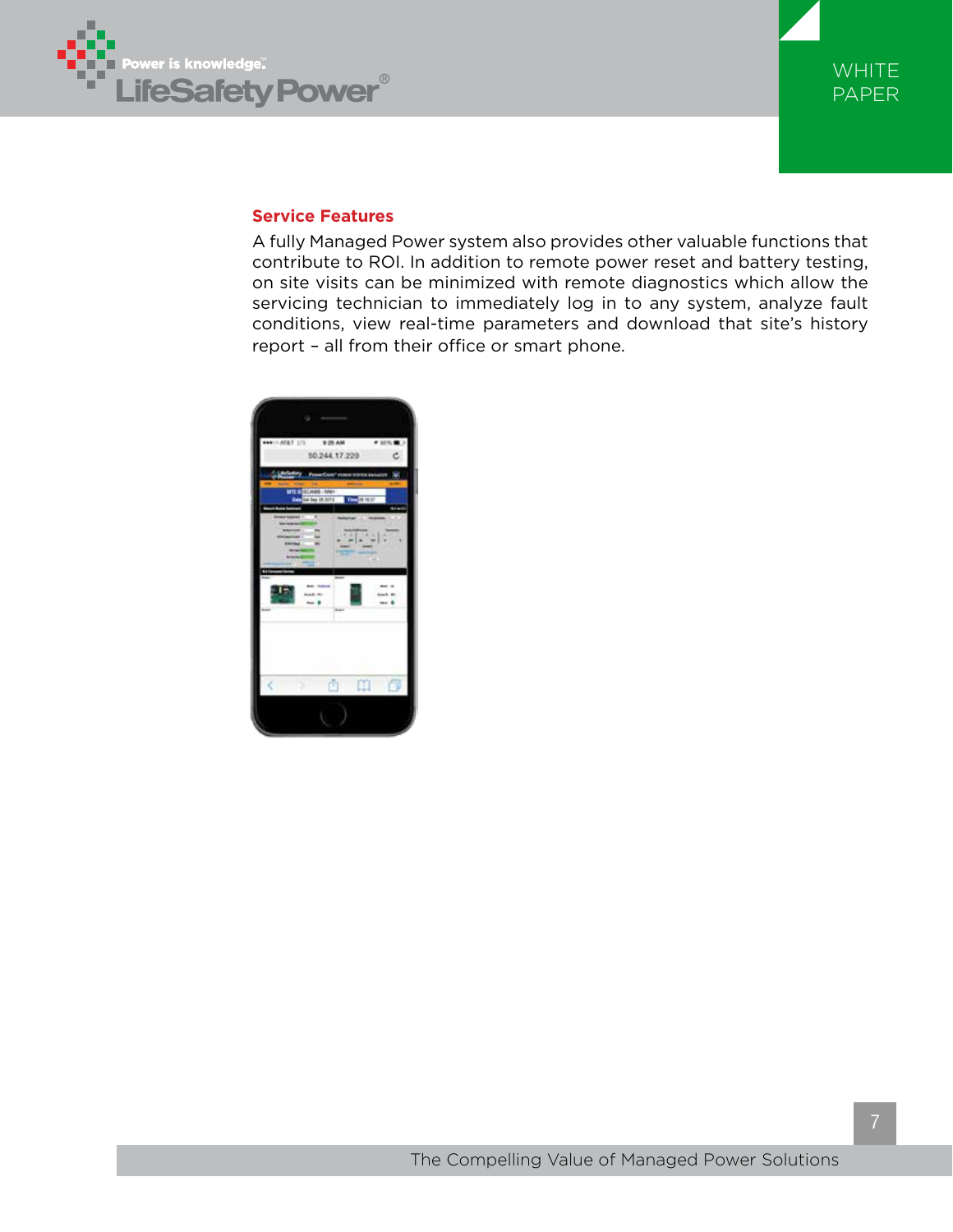### Service Features

A fully Managed Power system also provides other valuable functions that contribute to ROI. In addition to remote power reset and battery testing, on site visits can be minimized with remote diagnostics which allow the servicing technician to immediately log in to any system, analyze fault conditions, view real-time parameters and download that site's history report – all from their office or smart phone.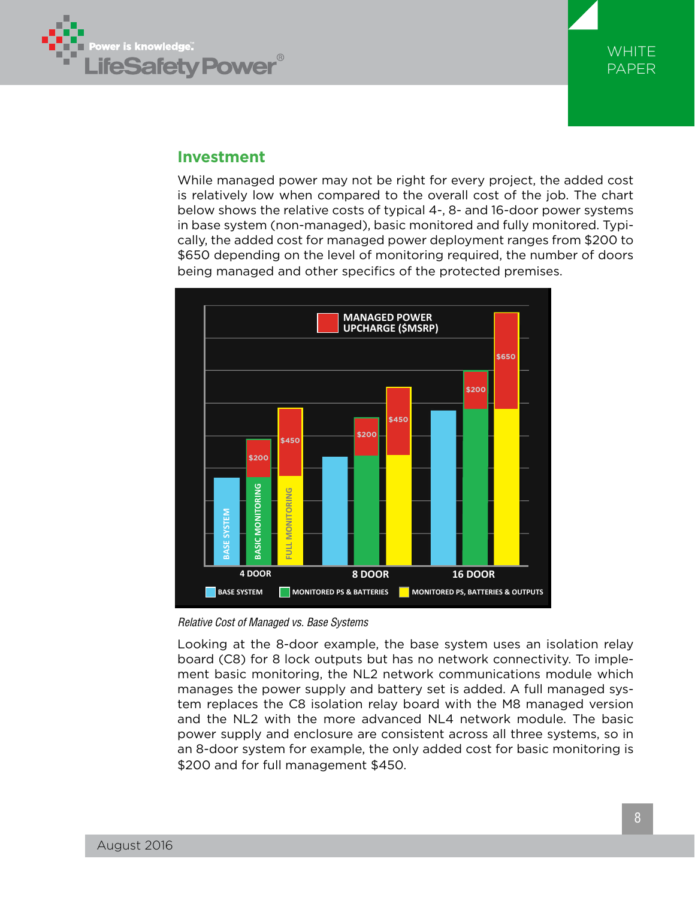## Investment

While managed power may not be right for every project, the added cost is relatively low when compared to the overall cost of the job. The chart below shows the relative costs of typical 4-, 8- and 16-door power systems in base system (non-managed), basic monitored and fully monitored. Typically, the added cost for managed power deployment ranges from $200 to $650 depending on the level of monitoring required, the number of doors being managed and other specifics of the protected premises.

*Relative Cost of Managed vs. Base Systems*

Looking at the 8-door example, the base system uses an isolation relay board (C8) for 8 lock outputs but has no network connectivity. To implement basic monitoring, the NL2 network communications module which manages the power supply and battery set is added. A full managed system replaces the C8 isolation relay board with the M8 managed version and the NL2 with the more advanced NL4 network module. The basic power supply and enclosure are consistent across all three systems, so in an 8-door system for example, the only added cost for basic monitoring is $200 and for full management $450.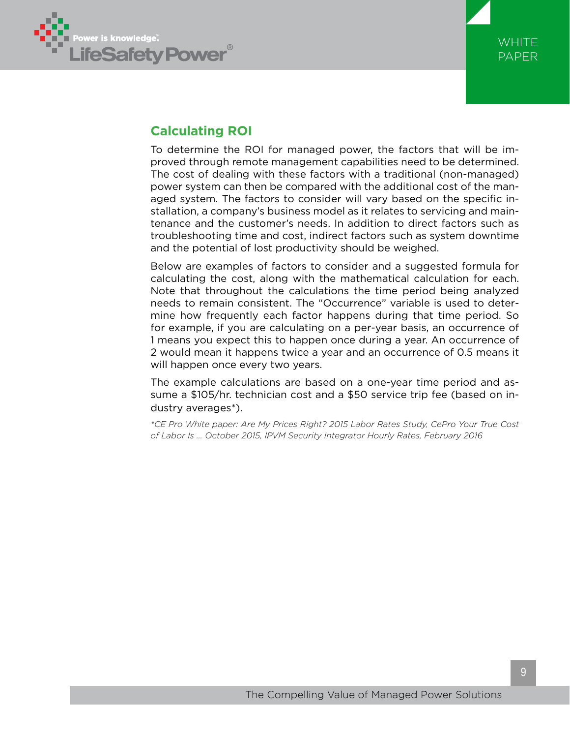## Calculating ROI

To determine the ROI for managed power, the factors that will be improved through remote management capabilities need to be determined. The cost of dealing with these factors with a traditional (non-managed) power system can then be compared with the additional cost of the managed system. The factors to consider will vary based on the specific installation, a company's business model as it relates to servicing and maintenance and the customer's needs. In addition to direct factors such as troubleshooting time and cost, indirect factors such as system downtime and the potential of lost productivity should be weighed.

Below are examples of factors to consider and a suggested formula for calculating the cost, along with the mathematical calculation for each. Note that throughout the calculations the time period being analyzed needs to remain consistent. The "Occurrence" variable is used to determine how frequently each factor happens during that time period. So for example, if you are calculating on a per-year basis, an occurrence of 1 means you expect this to happen once during a year. An occurrence of 2 would mean it happens twice a year and an occurrence of 0.5 means it will happen once every two years.

The example calculations are based on a one-year time period and assume a $105/hr. technician cost and a $50 service trip fee (based on industry averages*).

*\*CE Pro White paper: Are My Prices Right? 2015 Labor Rates Study, CePro Your True Cost of Labor Is ... October 2015, IPVM Security Integrator Hourly Rates, February 2016*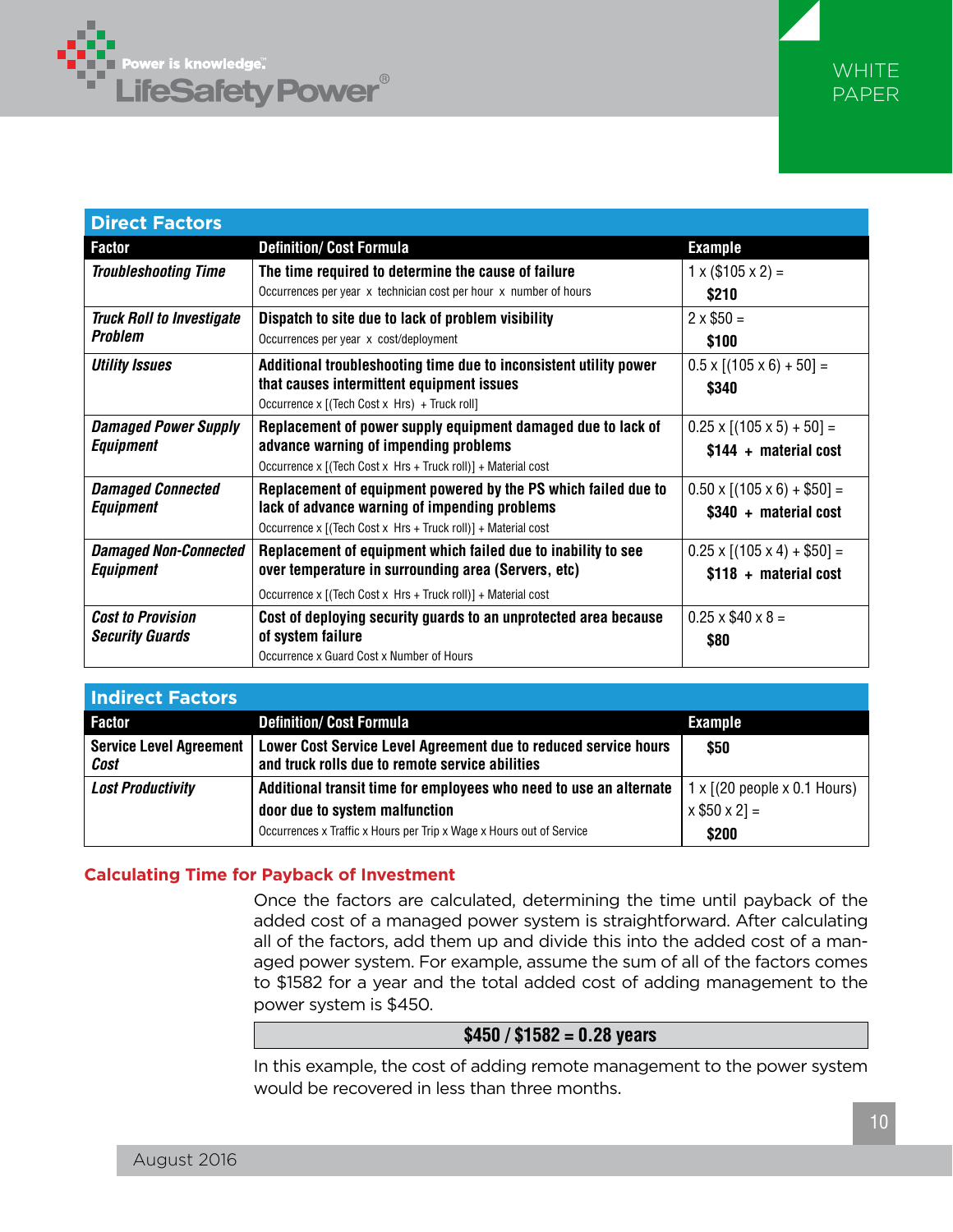## Direct Factors

| Factor | Definition/ Cost Formula | Example |
|---|---|---|
| ***Troubleshooting Time*** | **The time required to determine the cause of failure**<br>Occurrences per year x technician cost per hour x number of hours | 1 x ($105 x 2) =<br>**$210** |
| ***Truck Roll to Investigate Problem*** | **Dispatch to site due to lack of problem visibility**<br>Occurrences per year x cost/deployment | 2 x $50 =<br>**$100** |
| ***Utility Issues*** | **Additional troubleshooting time due to inconsistent utility power that causes intermittent equipment issues**<br>Occurrence x [(Tech Cost x Hrs) + Truck roll] | 0.5 x [(105 x 6) + 50] =<br>**$340** |
| ***Damaged Power Supply Equipment*** | **Replacement of power supply equipment damaged due to lack of advance warning of impending problems**<br>Occurrence x [(Tech Cost x Hrs + Truck roll)] + Material cost | 0.25 x [(105 x 5) + 50] =<br>**$144 + material cost** |
| ***Damaged Connected Equipment*** | **Replacement of equipment powered by the PS which failed due to lack of advance warning of impending problems**<br>Occurrence x [(Tech Cost x Hrs + Truck roll)] + Material cost | 0.50 x [(105 x 6) + $50] =<br>**$340 + material cost** |
| ***Damaged Non-Connected Equipment*** | **Replacement of equipment which failed due to inability to see over temperature in surrounding area (Servers, etc)**<br>Occurrence x [(Tech Cost x Hrs + Truck roll)] + Material cost | 0.25 x [(105 x 4) + $50] =<br>**$118 + material cost** |
| ***Cost to Provision Security Guards*** | **Cost of deploying security guards to an unprotected area because of system failure**<br>Occurrence x Guard Cost x Number of Hours | 0.25 x $40 x 8 =<br>**$80** |

## Indirect Factors

| Factor | Definition/ Cost Formula | Example |
|---|---|---|
| ***Service Level Agreement Cost*** | **Lower Cost Service Level Agreement due to reduced service hours and truck rolls due to remote service abilities** | **$50** |
| ***Lost Productivity*** | **Additional transit time for employees who need to use an alternate door due to system malfunction**<br>Occurrences x Traffic x Hours per Trip x Wage x Hours out of Service | 1 x [(20 people x 0.1 Hours) x $50 x 2] =<br>**$200** |

### Calculating Time for Payback of Investment

Once the factors are calculated, determining the time until payback of the added cost of a managed power system is straightforward. After calculating all of the factors, add them up and divide this into the added cost of a managed power system. For example, assume the sum of all of the factors comes to $1582 for a year and the total added cost of adding management to the power system is $450.

**$450 / $1582 = 0.28 years**

In this example, the cost of adding remote management to the power system would be recovered in less than three months.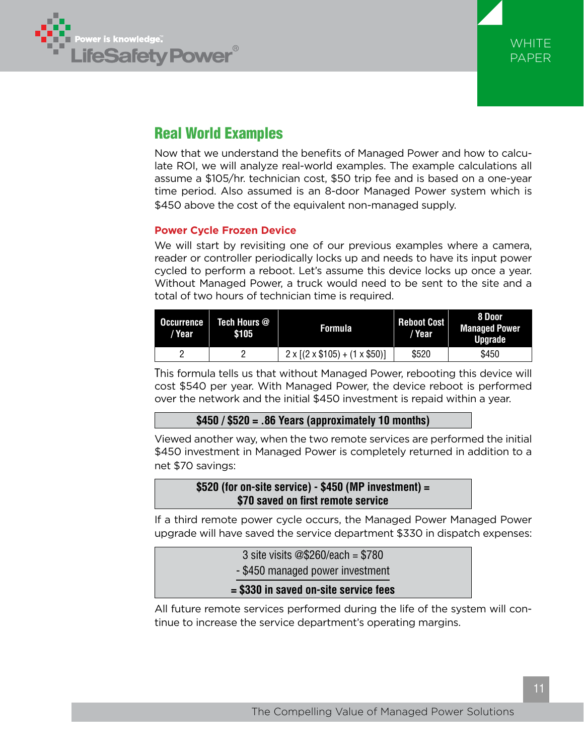## Real World Examples

Now that we understand the benefits of Managed Power and how to calculate ROI, we will analyze real-world examples. The example calculations all assume a $105/hr. technician cost, $50 trip fee and is based on a one-year time period. Also assumed is an 8-door Managed Power system which is $450 above the cost of the equivalent non-managed supply.

### Power Cycle Frozen Device

We will start by revisiting one of our previous examples where a camera, reader or controller periodically locks up and needs to have its input power cycled to perform a reboot. Let's assume this device locks up once a year. Without Managed Power, a truck would need to be sent to the site and a total of two hours of technician time is required.

| Occurrence / Year | Tech Hours @ $105 | Formula | Reboot Cost / Year | 8 Door Managed Power Upgrade |
|---|---|---|---|---|
| 2 | 2 | 2 x [(2 x $105) + (1 x $50)] | $520 | $450 |

This formula tells us that without Managed Power, rebooting this device will cost $540 per year. With Managed Power, the device reboot is performed over the network and the initial $450 investment is repaid within a year.

**$450 / $520 = .86 Years (approximately 10 months)**

Viewed another way, when the two remote services are performed the initial $450 investment in Managed Power is completely returned in addition to a net $70 savings:

**$520 (for on-site service) - $450 (MP investment) =**
**$70 saved on first remote service**

If a third remote power cycle occurs, the Managed Power Managed Power upgrade will have saved the service department $330 in dispatch expenses:

3 site visits @$260/each = $780
- $450 managed power investment
**= $330 in saved on-site service fees**

All future remote services performed during the life of the system will continue to increase the service department's operating margins.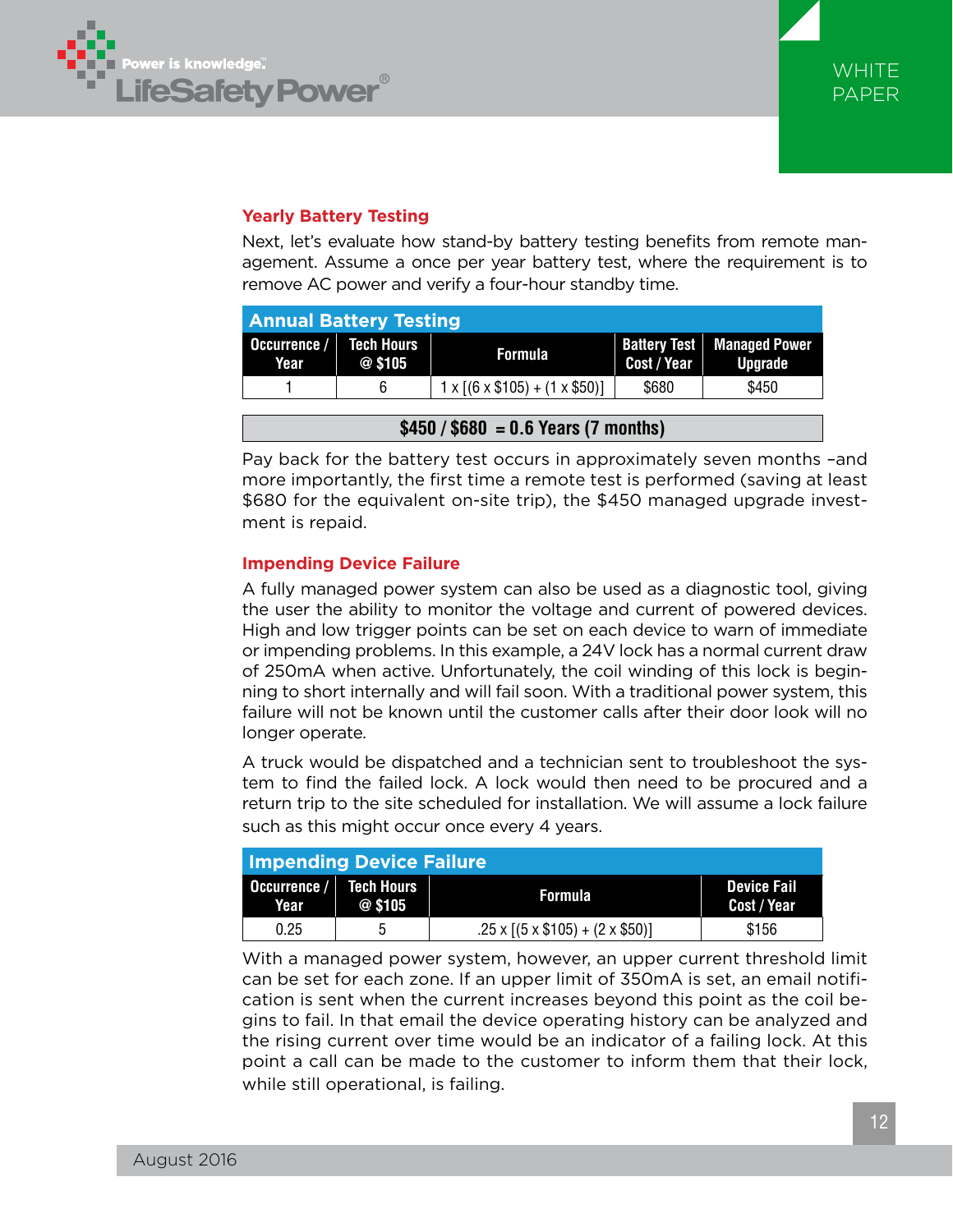### Yearly Battery Testing

Next, let's evaluate how stand-by battery testing benefits from remote management. Assume a once per year battery test, where the requirement is to remove AC power and verify a four-hour standby time.

| Annual Battery Testing | | | | |
|---|---|---|---|---|
| **Occurrence / Year** | **Tech Hours @ $105** | **Formula** | **Battery Test Cost / Year** | **Managed Power Upgrade** |
| 1 | 6 | 1 x [(6 x $105) + (1 x $50)] | $680 | $450 |

**$450 / $680 = 0.6 Years (7 months)**

Pay back for the battery test occurs in approximately seven months –and more importantly, the first time a remote test is performed (saving at least $680 for the equivalent on-site trip), the $450 managed upgrade investment is repaid.

### Impending Device Failure

A fully managed power system can also be used as a diagnostic tool, giving the user the ability to monitor the voltage and current of powered devices. High and low trigger points can be set on each device to warn of immediate or impending problems. In this example, a 24V lock has a normal current draw of 250mA when active. Unfortunately, the coil winding of this lock is beginning to short internally and will fail soon. With a traditional power system, this failure will not be known until the customer calls after their door look will no longer operate.

A truck would be dispatched and a technician sent to troubleshoot the system to find the failed lock. A lock would then need to be procured and a return trip to the site scheduled for installation. We will assume a lock failure such as this might occur once every 4 years.

| Impending Device Failure | | | |
|---|---|---|---|
| **Occurrence / Year** | **Tech Hours @ $105** | **Formula** | **Device Fail Cost / Year** |
| 0.25 | 5 | .25 x [(5 x $105) + (2 x $50)] | $156 |

With a managed power system, however, an upper current threshold limit can be set for each zone. If an upper limit of 350mA is set, an email notification is sent when the current increases beyond this point as the coil begins to fail. In that email the device operating history can be analyzed and the rising current over time would be an indicator of a failing lock. At this point a call can be made to the customer to inform them that their lock, while still operational, is failing.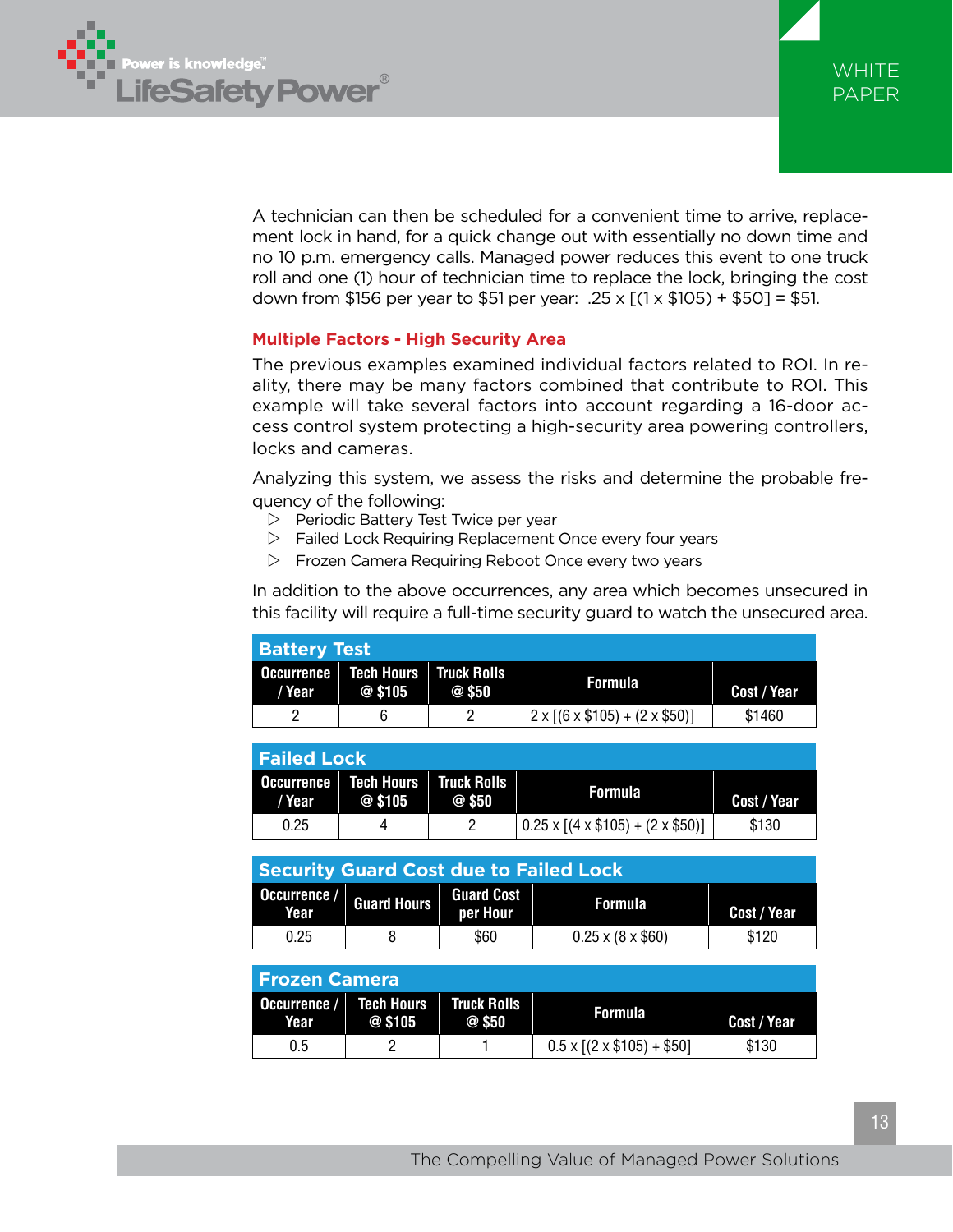A technician can then be scheduled for a convenient time to arrive, replacement lock in hand, for a quick change out with essentially no down time and no 10 p.m. emergency calls. Managed power reduces this event to one truck roll and one (1) hour of technician time to replace the lock, bringing the cost down from $156 per year to $51 per year:  .25 x [(1 x $105) + $50] = $51.

### Multiple Factors - High Security Area

The previous examples examined individual factors related to ROI. In reality, there may be many factors combined that contribute to ROI. This example will take several factors into account regarding a 16-door access control system protecting a high-security area powering controllers, locks and cameras.

Analyzing this system, we assess the risks and determine the probable frequency of the following:

- Periodic Battery Test Twice per year
- Failed Lock Requiring Replacement Once every four years
- Frozen Camera Requiring Reboot Once every two years

In addition to the above occurrences, any area which becomes unsecured in this facility will require a full-time security guard to watch the unsecured area.

**Battery Test**

| Occurrence / Year | Tech Hours @ $105 | Truck Rolls @ $50 | Formula | Cost / Year |
|---|---|---|---|---|
| 2 | 6 | 2 | 2 x [(6 x $105) + (2 x $50)] | $1460 |

**Failed Lock**

| Occurrence / Year | Tech Hours @ $105 | Truck Rolls @ $50 | Formula | Cost / Year |
|---|---|---|---|---|
| 0.25 | 4 | 2 | 0.25 x [(4 x $105) + (2 x $50)] | $130 |

**Security Guard Cost due to Failed Lock**

| Occurrence / Year | Guard Hours | Guard Cost per Hour | Formula | Cost / Year |
|---|---|---|---|---|
| 0.25 | 8 | $60 | 0.25 x (8 x $60) | $120 |

**Frozen Camera**

| Occurrence / Year | Tech Hours @ $105 | Truck Rolls @ $50 | Formula | Cost / Year |
|---|---|---|---|---|
| 0.5 | 2 | 1 | 0.5 x [(2 x $105) + $50] | $130 |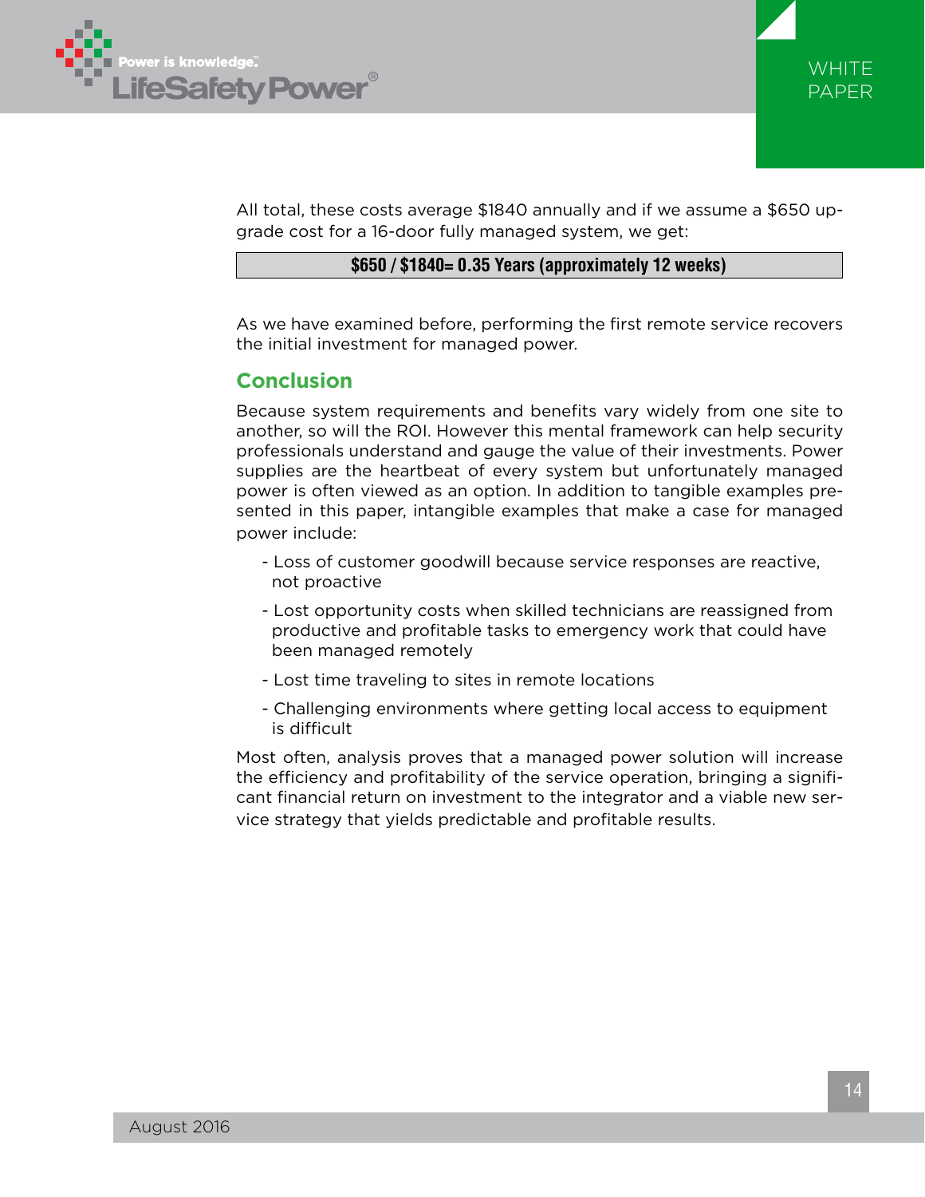All total, these costs average $1840 annually and if we assume a $650 upgrade cost for a 16-door fully managed system, we get:

**$650 / $1840= 0.35 Years (approximately 12 weeks)**

As we have examined before, performing the first remote service recovers the initial investment for managed power.

## Conclusion

Because system requirements and benefits vary widely from one site to another, so will the ROI. However this mental framework can help security professionals understand and gauge the value of their investments. Power supplies are the heartbeat of every system but unfortunately managed power is often viewed as an option. In addition to tangible examples presented in this paper, intangible examples that make a case for managed power include:

- Loss of customer goodwill because service responses are reactive, not proactive
- Lost opportunity costs when skilled technicians are reassigned from productive and profitable tasks to emergency work that could have been managed remotely
- Lost time traveling to sites in remote locations
- Challenging environments where getting local access to equipment is difficult

Most often, analysis proves that a managed power solution will increase the efficiency and profitability of the service operation, bringing a significant financial return on investment to the integrator and a viable new service strategy that yields predictable and profitable results.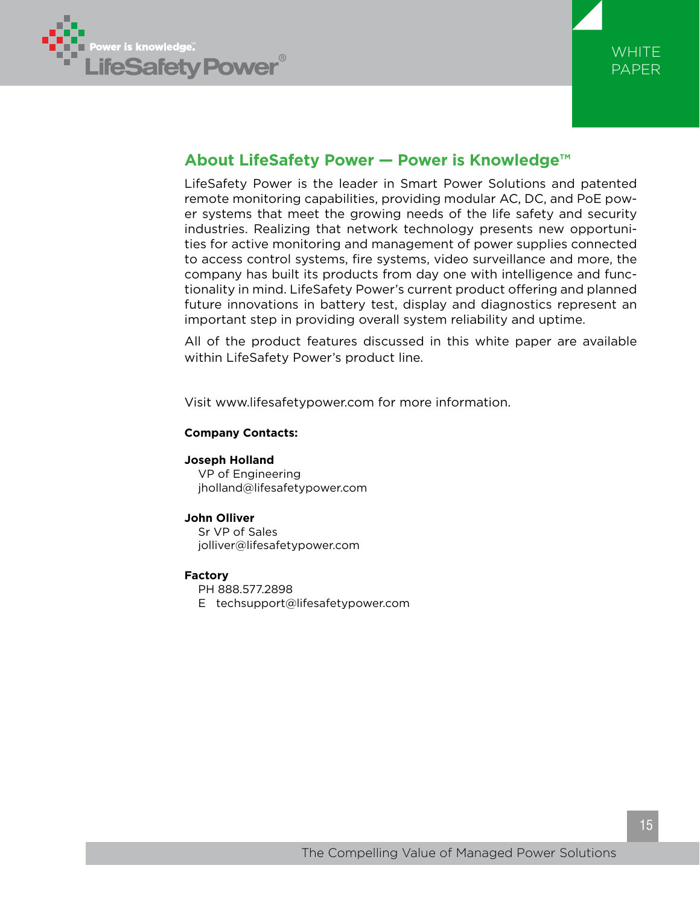## About LifeSafety Power — Power is Knowledge™

LifeSafety Power is the leader in Smart Power Solutions and patented remote monitoring capabilities, providing modular AC, DC, and PoE power systems that meet the growing needs of the life safety and security industries. Realizing that network technology presents new opportunities for active monitoring and management of power supplies connected to access control systems, fire systems, video surveillance and more, the company has built its products from day one with intelligence and functionality in mind. LifeSafety Power's current product offering and planned future innovations in battery test, display and diagnostics represent an important step in providing overall system reliability and uptime.

All of the product features discussed in this white paper are available within LifeSafety Power's product line.

Visit www.lifesafetypower.com for more information.

**Company Contacts:**

**Joseph Holland**
VP of Engineering
jholland@lifesafetypower.com

**John Olliver**
Sr VP of Sales
jolliver@lifesafetypower.com

**Factory**
PH 888.577.2898
E techsupport@lifesafetypower.com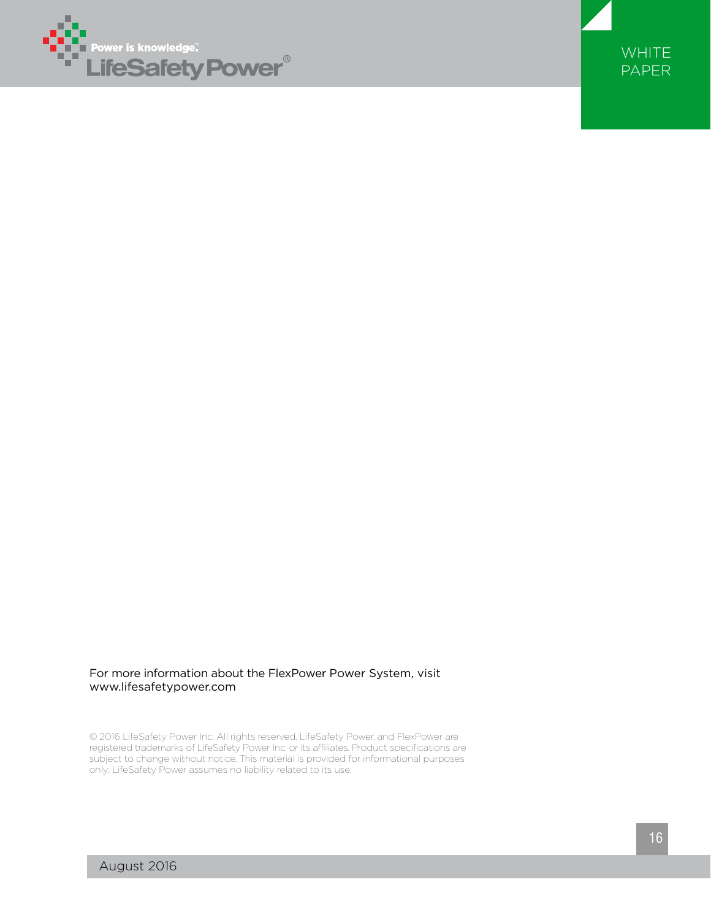For more information about the FlexPower Power System, visit www.lifesafetypower.com

© 2016 LifeSafety Power Inc. All rights reserved. LifeSafety Power, and FlexPower are registered trademarks of LifeSafety Power Inc. or its affiliates. Product specifications are subject to change without notice. This material is provided for informational purposes only; LifeSafety Power assumes no liability related to its use.